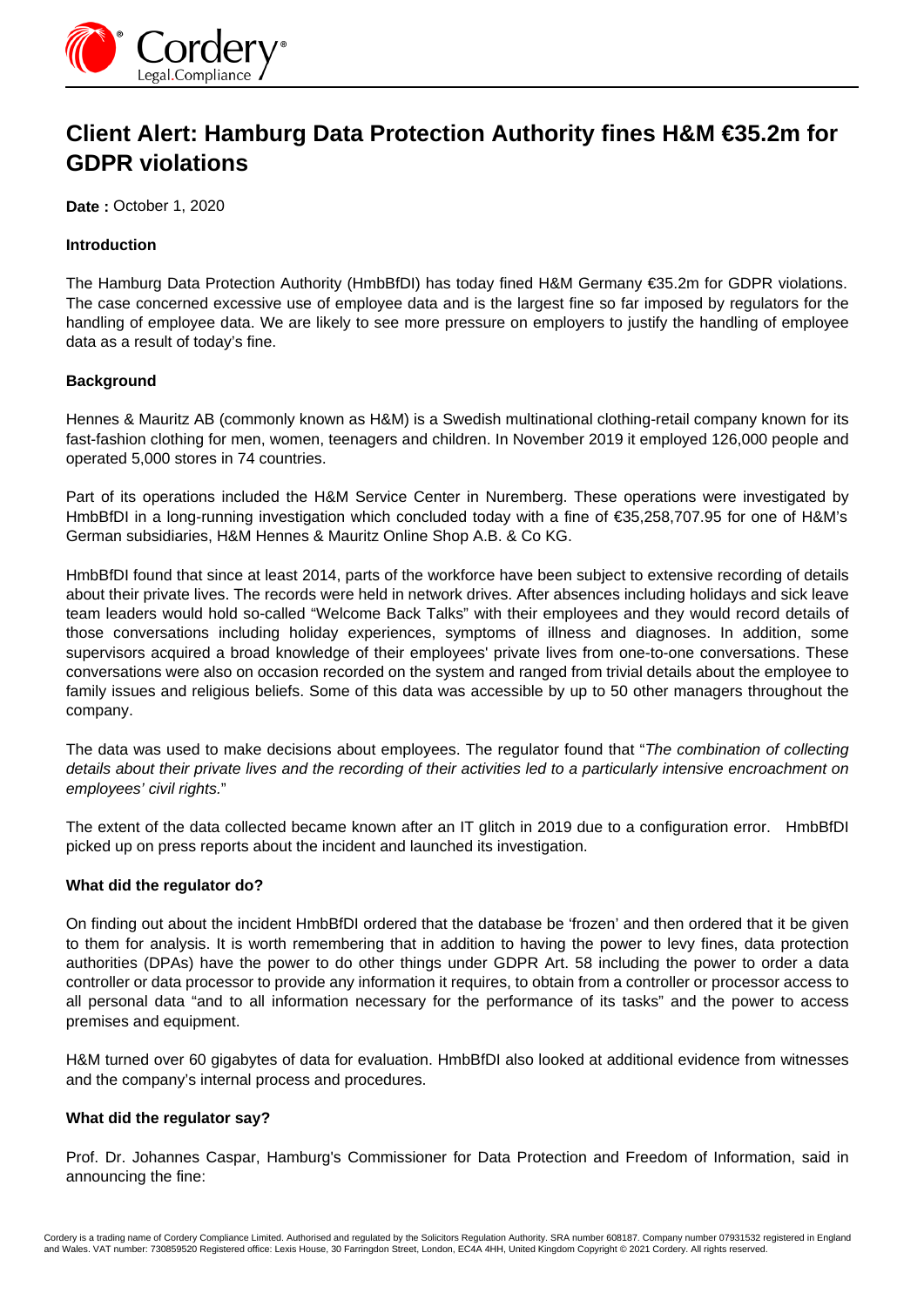# Client Alert: Hamburg Data Protection Authority fines H&M €35.2m for GDPR violations

**Date :** October 1, 2020

**Introduction**

The Hamburg Data Protection Authority (HmbBfDI) has today fined H&M Germany €35.2m for GDPR violations. The case concerned excessive use of employee data and is the largest fine so far imposed by regulators for the handling of employee data. We are likely to see more pressure on employers to justify the handling of employee data as a result of today's fine.

**Background**

Hennes & Mauritz AB (commonly known as H&M) is a Swedish multinational clothing-retail company known for its fast-fashion clothing for men, women, teenagers and children. In November 2019 it employed 126,000 people and operated 5,000 stores in 74 countries.

Part of its operations included the H&M Service Center in Nuremberg. These operations were investigated by HmbBfDI in a long-running investigation which concluded today with a fine of €35,258,707.95 for one of H&M's German subsidiaries, H&M Hennes & Mauritz Online Shop A.B. & Co KG.

HmbBfDI found that since at least 2014, parts of the workforce have been subject to extensive recording of details about their private lives. The records were held in network drives. After absences including holidays and sick leave team leaders would hold so-called "Welcome Back Talks" with their employees and they would record details of those conversations including holiday experiences, symptoms of illness and diagnoses. In addition, some supervisors acquired a broad knowledge of their employees' private lives from one-to-one conversations. These conversations were also on occasion recorded on the system and ranged from trivial details about the employee to family issues and religious beliefs. Some of this data was accessible by up to 50 other managers throughout the company.

The data was used to make decisions about employees. The regulator found that "*The combination of collecting details about their private lives and the recording of their activities led to a particularly intensive encroachment on employees' civil rights.*"

The extent of the data collected became known after an IT glitch in 2019 due to a configuration error. HmbBfDI picked up on press reports about the incident and launched its investigation.

**What did the regulator do?**

On finding out about the incident HmbBfDI ordered that the database be 'frozen' and then ordered that it be given to them for analysis. It is worth remembering that in addition to having the power to levy fines, data protection authorities (DPAs) have the power to do other things under GDPR Art. 58 including the power to order a data controller or data processor to provide any information it requires, to obtain from a controller or processor access to all personal data "and to all information necessary for the performance of its tasks" and the power to access premises and equipment.

H&M turned over 60 gigabytes of data for evaluation. HmbBfDI also looked at additional evidence from witnesses and the company's internal process and procedures.

**What did the regulator say?**

Prof. Dr. Johannes Caspar, Hamburg's Commissioner for Data Protection and Freedom of Information, said in announcing the fine: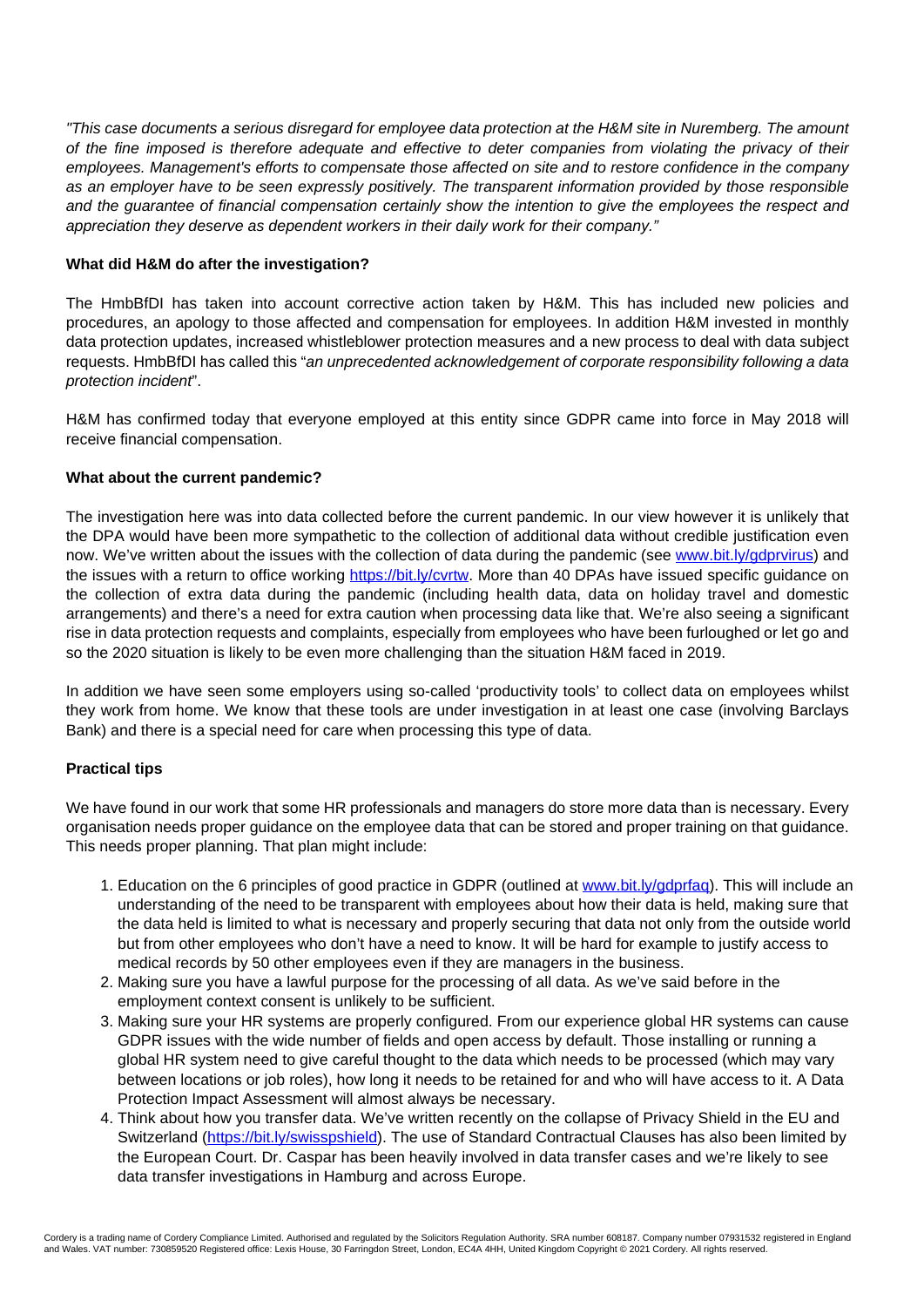*"This case documents a serious disregard for employee data protection at the H&M site in Nuremberg. The amount of the fine imposed is therefore adequate and effective to deter companies from violating the privacy of their employees. Management's efforts to compensate those affected on site and to restore confidence in the company as an employer have to be seen expressly positively. The transparent information provided by those responsible and the guarantee of financial compensation certainly show the intention to give the employees the respect and appreciation they deserve as dependent workers in their daily work for their company."*

**What did H&M do after the investigation?**

The HmbBfDI has taken into account corrective action taken by H&M. This has included new policies and procedures, an apology to those affected and compensation for employees. In addition H&M invested in monthly data protection updates, increased whistleblower protection measures and a new process to deal with data subject requests. HmbBfDI has called this "*an unprecedented acknowledgement of corporate responsibility following a data protection incident*".

H&M has confirmed today that everyone employed at this entity since GDPR came into force in May 2018 will receive financial compensation.

**What about the current pandemic?**

The investigation here was into data collected before the current pandemic. In our view however it is unlikely that the DPA would have been more sympathetic to the collection of additional data without credible justification even now. We've written about the issues with the collection of data during the pandemic (see www.bit.ly/gdprvirus) and the issues with a return to office working https://bit.ly/cvrtw. More than 40 DPAs have issued specific guidance on the collection of extra data during the pandemic (including health data, data on holiday travel and domestic arrangements) and there's a need for extra caution when processing data like that. We're also seeing a significant rise in data protection requests and complaints, especially from employees who have been furloughed or let go and so the 2020 situation is likely to be even more challenging than the situation H&M faced in 2019.

In addition we have seen some employers using so-called 'productivity tools' to collect data on employees whilst they work from home. We know that these tools are under investigation in at least one case (involving Barclays Bank) and there is a special need for care when processing this type of data.

**Practical tips**

We have found in our work that some HR professionals and managers do store more data than is necessary. Every organisation needs proper guidance on the employee data that can be stored and proper training on that guidance. This needs proper planning. That plan might include:

1. Education on the 6 principles of good practice in GDPR (outlined at www.bit.ly/gdprfaq). This will include an understanding of the need to be transparent with employees about how their data is held, making sure that the data held is limited to what is necessary and properly securing that data not only from the outside world but from other employees who don't have a need to know. It will be hard for example to justify access to medical records by 50 other employees even if they are managers in the business.
2. Making sure you have a lawful purpose for the processing of all data. As we've said before in the employment context consent is unlikely to be sufficient.
3. Making sure your HR systems are properly configured. From our experience global HR systems can cause GDPR issues with the wide number of fields and open access by default. Those installing or running a global HR system need to give careful thought to the data which needs to be processed (which may vary between locations or job roles), how long it needs to be retained for and who will have access to it. A Data Protection Impact Assessment will almost always be necessary.
4. Think about how you transfer data. We've written recently on the collapse of Privacy Shield in the EU and Switzerland (https://bit.ly/swisspshield). The use of Standard Contractual Clauses has also been limited by the European Court. Dr. Caspar has been heavily involved in data transfer cases and we're likely to see data transfer investigations in Hamburg and across Europe.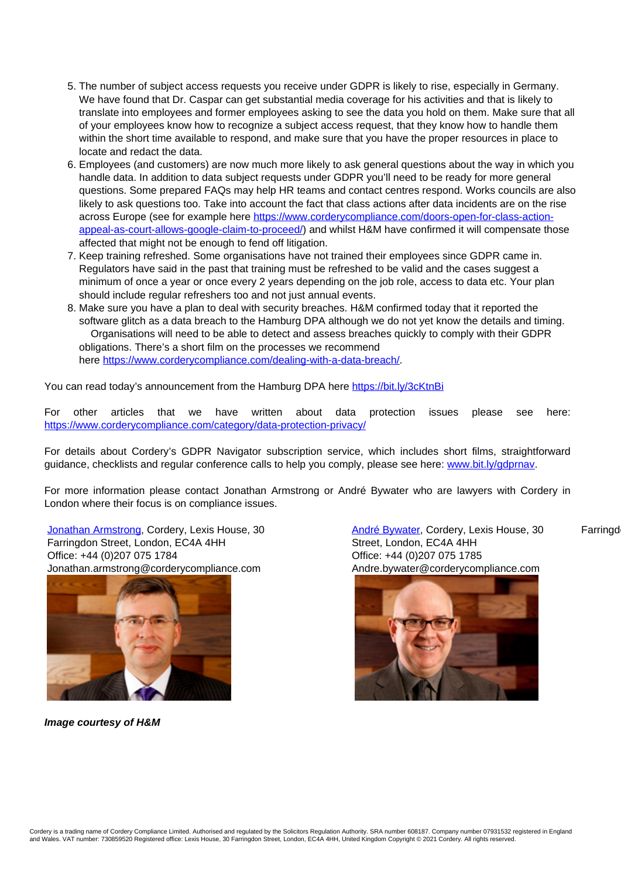5. The number of subject access requests you receive under GDPR is likely to rise, especially in Germany. We have found that Dr. Caspar can get substantial media coverage for his activities and that is likely to translate into employees and former employees asking to see the data you hold on them. Make sure that all of your employees know how to recognize a subject access request, that they know how to handle them within the short time available to respond, and make sure that you have the proper resources in place to locate and redact the data.
6. Employees (and customers) are now much more likely to ask general questions about the way in which you handle data. In addition to data subject requests under GDPR you'll need to be ready for more general questions. Some prepared FAQs may help HR teams and contact centres respond. Works councils are also likely to ask questions too. Take into account the fact that class actions after data incidents are on the rise across Europe (see for example here [https://www.corderycompliance.com/doors-open-for-class-action-appeal-as-court-allows-google-claim-to-proceed/](https://www.corderycompliance.com/doors-open-for-class-action-appeal-as-court-allows-google-claim-to-proceed/)) and whilst H&M have confirmed it will compensate those affected that might not be enough to fend off litigation.
7. Keep training refreshed. Some organisations have not trained their employees since GDPR came in. Regulators have said in the past that training must be refreshed to be valid and the cases suggest a minimum of once a year or once every 2 years depending on the job role, access to data etc. Your plan should include regular refreshers too and not just annual events.
8. Make sure you have a plan to deal with security breaches. H&M confirmed today that it reported the software glitch as a data breach to the Hamburg DPA although we do not yet know the details and timing. Organisations will need to be able to detect and assess breaches quickly to comply with their GDPR obligations. There's a short film on the processes we recommend here [https://www.corderycompliance.com/dealing-with-a-data-breach/](https://www.corderycompliance.com/dealing-with-a-data-breach/).

You can read today's announcement from the Hamburg DPA here [https://bit.ly/3cKtnBi](https://bit.ly/3cKtnBi)

For other articles that we have written about data protection issues please see here: [https://www.corderycompliance.com/category/data-protection-privacy/](https://www.corderycompliance.com/category/data-protection-privacy/)

For details about Cordery's GDPR Navigator subscription service, which includes short films, straightforward guidance, checklists and regular conference calls to help you comply, please see here: [www.bit.ly/gdprnav](www.bit.ly/gdprnav).

For more information please contact Jonathan Armstrong or André Bywater who are lawyers with Cordery in London where their focus is on compliance issues.

[Jonathan Armstrong](), Cordery, Lexis House, 30 Farringdon Street, London, EC4A 4HH
Office: +44 (0)207 075 1784
Jonathan.armstrong@corderycompliance.com

[André Bywater](), Cordery, Lexis House, 30 Farringdon Street, London, EC4A 4HH
Office: +44 (0)207 075 1785
Andre.bywater@corderycompliance.com

***Image courtesy of H&M***

Cordery is a trading name of Cordery Compliance Limited. Authorised and regulated by the Solicitors Regulation Authority. SRA number 608187. Company number 07931532 registered in England and Wales. VAT number: 730859520 Registered office: Lexis House, 30 Farringdon Street, London, EC4A 4HH, United Kingdom Copyright © 2021 Cordery. All rights reserved.